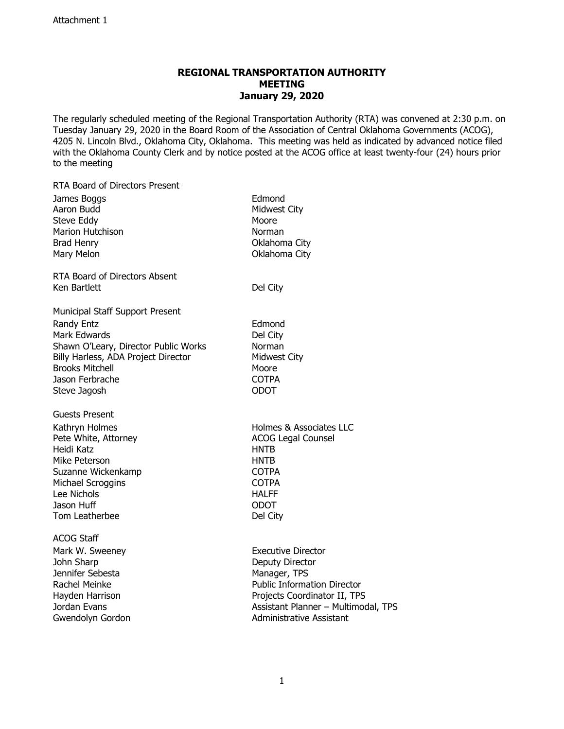Attachment 1

# REGIONAL TRANSPORTATION AUTHORITY MEETING
## January 29, 2020

The regularly scheduled meeting of the Regional Transportation Authority (RTA) was convened at 2:30 p.m. on Tuesday January 29, 2020 in the Board Room of the Association of Central Oklahoma Governments (ACOG), 4205 N. Lincoln Blvd., Oklahoma City, Oklahoma. This meeting was held as indicated by advanced notice filed with the Oklahoma County Clerk and by notice posted at the ACOG office at least twenty-four (24) hours prior to the meeting

RTA Board of Directors Present

| | |
|---|---|
| James Boggs | Edmond |
| Aaron Budd | Midwest City |
| Steve Eddy | Moore |
| Marion Hutchison | Norman |
| Brad Henry | Oklahoma City |
| Mary Melon | Oklahoma City |

RTA Board of Directors Absent

| | |
|---|---|
| Ken Bartlett | Del City |

Municipal Staff Support Present

| | |
|---|---|
| Randy Entz | Edmond |
| Mark Edwards | Del City |
| Shawn O'Leary, Director Public Works | Norman |
| Billy Harless, ADA Project Director | Midwest City |
| Brooks Mitchell | Moore |
| Jason Ferbrache | COTPA |
| Steve Jagosh | ODOT |

Guests Present

| | |
|---|---|
| Kathryn Holmes | Holmes & Associates LLC |
| Pete White, Attorney | ACOG Legal Counsel |
| Heidi Katz | HNTB |
| Mike Peterson | HNTB |
| Suzanne Wickenkamp | COTPA |
| Michael Scroggins | COTPA |
| Lee Nichols | HALFF |
| Jason Huff | ODOT |
| Tom Leatherbee | Del City |

ACOG Staff

| | |
|---|---|
| Mark W. Sweeney | Executive Director |
| John Sharp | Deputy Director |
| Jennifer Sebesta | Manager, TPS |
| Rachel Meinke | Public Information Director |
| Hayden Harrison | Projects Coordinator II, TPS |
| Jordan Evans | Assistant Planner – Multimodal, TPS |
| Gwendolyn Gordon | Administrative Assistant |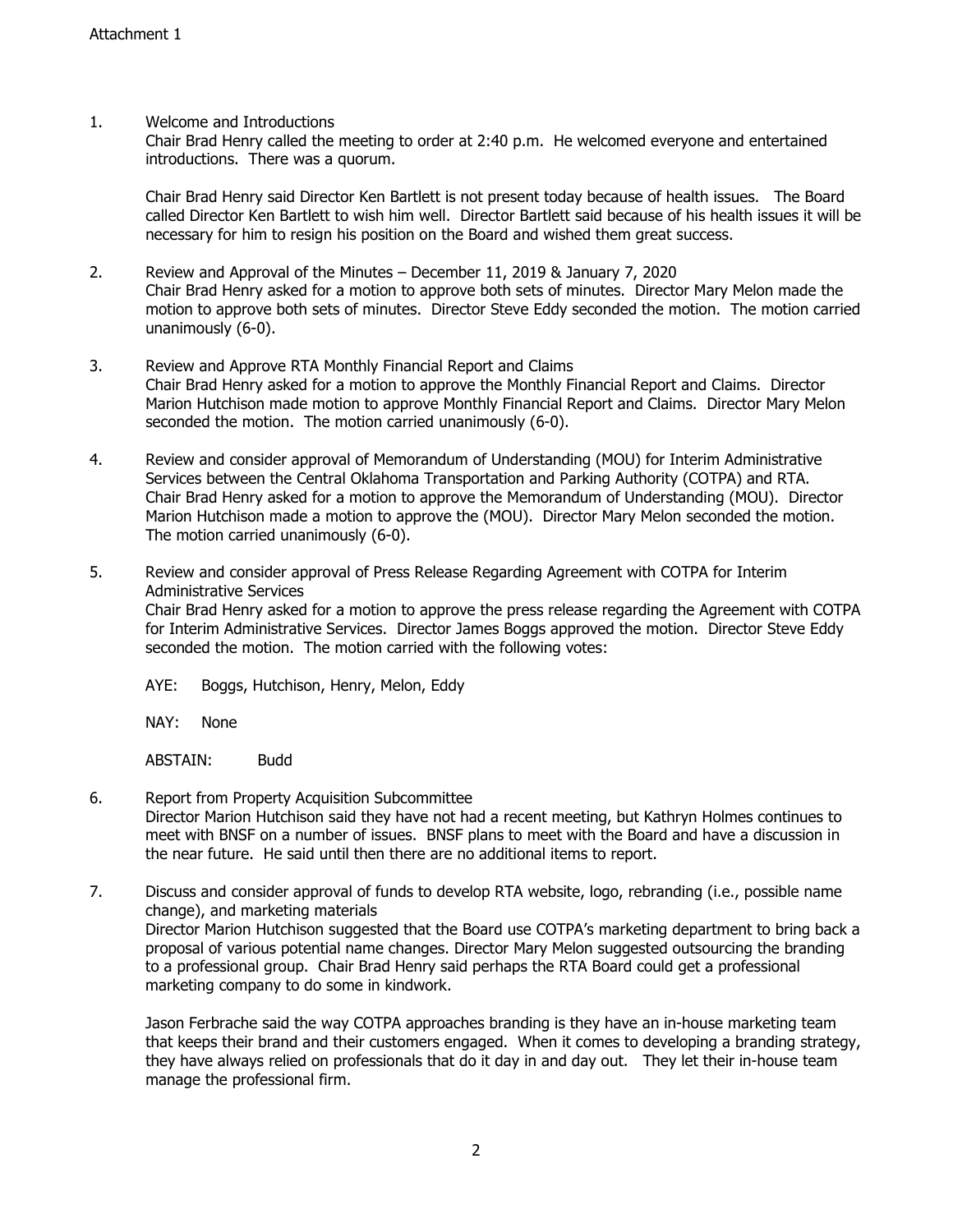Attachment 1

1. Welcome and Introductions

   Chair Brad Henry called the meeting to order at 2:40 p.m. He welcomed everyone and entertained introductions. There was a quorum.

   Chair Brad Henry said Director Ken Bartlett is not present today because of health issues. The Board called Director Ken Bartlett to wish him well. Director Bartlett said because of his health issues it will be necessary for him to resign his position on the Board and wished them great success.

2. Review and Approval of the Minutes – December 11, 2019 & January 7, 2020

   Chair Brad Henry asked for a motion to approve both sets of minutes. Director Mary Melon made the motion to approve both sets of minutes. Director Steve Eddy seconded the motion. The motion carried unanimously (6-0).

3. Review and Approve RTA Monthly Financial Report and Claims

   Chair Brad Henry asked for a motion to approve the Monthly Financial Report and Claims. Director Marion Hutchison made motion to approve Monthly Financial Report and Claims. Director Mary Melon seconded the motion. The motion carried unanimously (6-0).

4. Review and consider approval of Memorandum of Understanding (MOU) for Interim Administrative Services between the Central Oklahoma Transportation and Parking Authority (COTPA) and RTA.

   Chair Brad Henry asked for a motion to approve the Memorandum of Understanding (MOU). Director Marion Hutchison made a motion to approve the (MOU). Director Mary Melon seconded the motion. The motion carried unanimously (6-0).

5. Review and consider approval of Press Release Regarding Agreement with COTPA for Interim Administrative Services

   Chair Brad Henry asked for a motion to approve the press release regarding the Agreement with COTPA for Interim Administrative Services. Director James Boggs approved the motion. Director Steve Eddy seconded the motion. The motion carried with the following votes:

   AYE: Boggs, Hutchison, Henry, Melon, Eddy

   NAY: None

   ABSTAIN: Budd

6. Report from Property Acquisition Subcommittee

   Director Marion Hutchison said they have not had a recent meeting, but Kathryn Holmes continues to meet with BNSF on a number of issues. BNSF plans to meet with the Board and have a discussion in the near future. He said until then there are no additional items to report.

7. Discuss and consider approval of funds to develop RTA website, logo, rebranding (i.e., possible name change), and marketing materials

   Director Marion Hutchison suggested that the Board use COTPA's marketing department to bring back a proposal of various potential name changes. Director Mary Melon suggested outsourcing the branding to a professional group. Chair Brad Henry said perhaps the RTA Board could get a professional marketing company to do some in kindwork.

   Jason Ferbrache said the way COTPA approaches branding is they have an in-house marketing team that keeps their brand and their customers engaged. When it comes to developing a branding strategy, they have always relied on professionals that do it day in and day out. They let their in-house team manage the professional firm.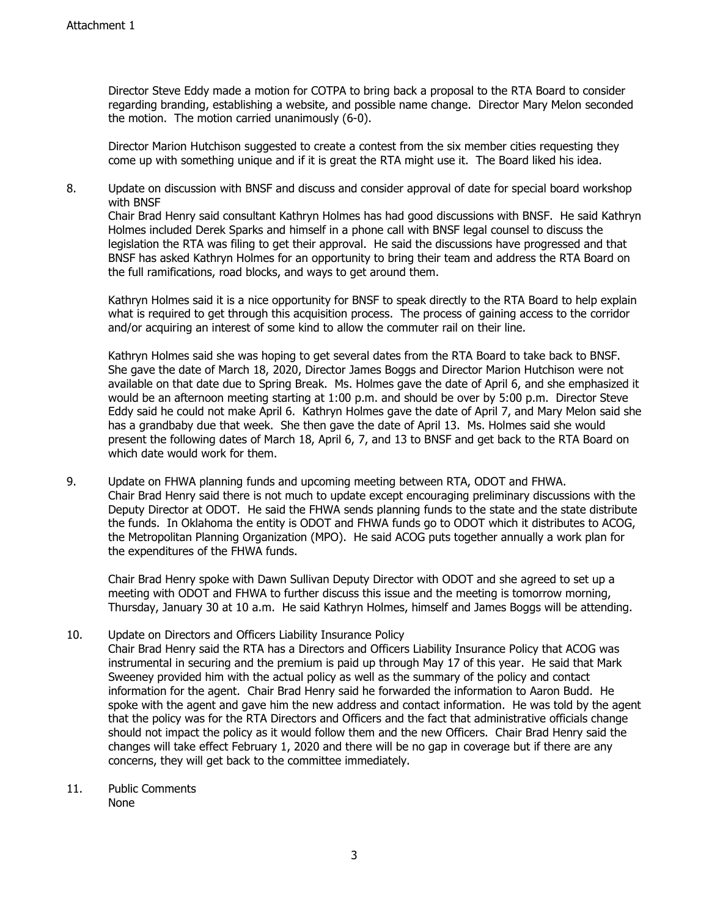Attachment 1

Director Steve Eddy made a motion for COTPA to bring back a proposal to the RTA Board to consider regarding branding, establishing a website, and possible name change. Director Mary Melon seconded the motion. The motion carried unanimously (6-0).

Director Marion Hutchison suggested to create a contest from the six member cities requesting they come up with something unique and if it is great the RTA might use it. The Board liked his idea.

8. Update on discussion with BNSF and discuss and consider approval of date for special board workshop with BNSF

   Chair Brad Henry said consultant Kathryn Holmes has had good discussions with BNSF. He said Kathryn Holmes included Derek Sparks and himself in a phone call with BNSF legal counsel to discuss the legislation the RTA was filing to get their approval. He said the discussions have progressed and that BNSF has asked Kathryn Holmes for an opportunity to bring their team and address the RTA Board on the full ramifications, road blocks, and ways to get around them.

   Kathryn Holmes said it is a nice opportunity for BNSF to speak directly to the RTA Board to help explain what is required to get through this acquisition process. The process of gaining access to the corridor and/or acquiring an interest of some kind to allow the commuter rail on their line.

   Kathryn Holmes said she was hoping to get several dates from the RTA Board to take back to BNSF. She gave the date of March 18, 2020, Director James Boggs and Director Marion Hutchison were not available on that date due to Spring Break. Ms. Holmes gave the date of April 6, and she emphasized it would be an afternoon meeting starting at 1:00 p.m. and should be over by 5:00 p.m. Director Steve Eddy said he could not make April 6. Kathryn Holmes gave the date of April 7, and Mary Melon said she has a grandbaby due that week. She then gave the date of April 13. Ms. Holmes said she would present the following dates of March 18, April 6, 7, and 13 to BNSF and get back to the RTA Board on which date would work for them.

9. Update on FHWA planning funds and upcoming meeting between RTA, ODOT and FHWA.

   Chair Brad Henry said there is not much to update except encouraging preliminary discussions with the Deputy Director at ODOT. He said the FHWA sends planning funds to the state and the state distribute the funds. In Oklahoma the entity is ODOT and FHWA funds go to ODOT which it distributes to ACOG, the Metropolitan Planning Organization (MPO). He said ACOG puts together annually a work plan for the expenditures of the FHWA funds.

   Chair Brad Henry spoke with Dawn Sullivan Deputy Director with ODOT and she agreed to set up a meeting with ODOT and FHWA to further discuss this issue and the meeting is tomorrow morning, Thursday, January 30 at 10 a.m. He said Kathryn Holmes, himself and James Boggs will be attending.

10. Update on Directors and Officers Liability Insurance Policy

   Chair Brad Henry said the RTA has a Directors and Officers Liability Insurance Policy that ACOG was instrumental in securing and the premium is paid up through May 17 of this year. He said that Mark Sweeney provided him with the actual policy as well as the summary of the policy and contact information for the agent. Chair Brad Henry said he forwarded the information to Aaron Budd. He spoke with the agent and gave him the new address and contact information. He was told by the agent that the policy was for the RTA Directors and Officers and the fact that administrative officials change should not impact the policy as it would follow them and the new Officers. Chair Brad Henry said the changes will take effect February 1, 2020 and there will be no gap in coverage but if there are any concerns, they will get back to the committee immediately.

11. Public Comments

   None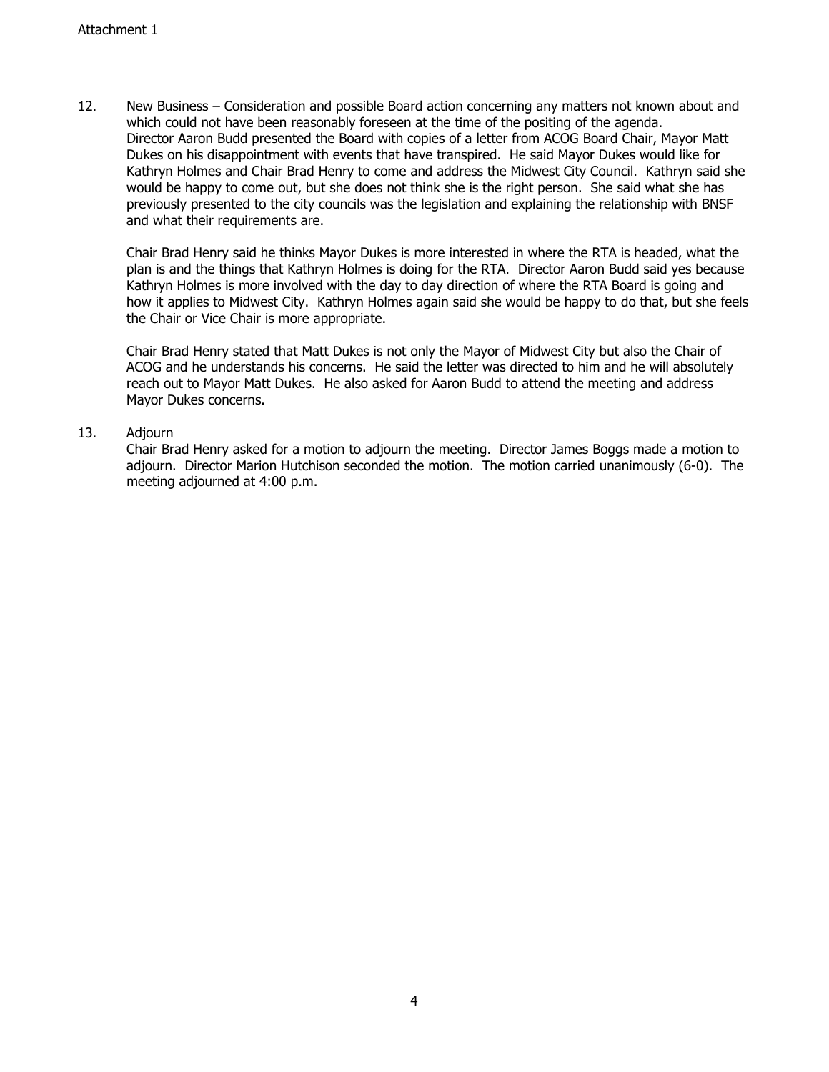Attachment 1

12. New Business – Consideration and possible Board action concerning any matters not known about and which could not have been reasonably foreseen at the time of the positing of the agenda.
Director Aaron Budd presented the Board with copies of a letter from ACOG Board Chair, Mayor Matt Dukes on his disappointment with events that have transpired. He said Mayor Dukes would like for Kathryn Holmes and Chair Brad Henry to come and address the Midwest City Council. Kathryn said she would be happy to come out, but she does not think she is the right person. She said what she has previously presented to the city councils was the legislation and explaining the relationship with BNSF and what their requirements are.

Chair Brad Henry said he thinks Mayor Dukes is more interested in where the RTA is headed, what the plan is and the things that Kathryn Holmes is doing for the RTA. Director Aaron Budd said yes because Kathryn Holmes is more involved with the day to day direction of where the RTA Board is going and how it applies to Midwest City. Kathryn Holmes again said she would be happy to do that, but she feels the Chair or Vice Chair is more appropriate.

Chair Brad Henry stated that Matt Dukes is not only the Mayor of Midwest City but also the Chair of ACOG and he understands his concerns. He said the letter was directed to him and he will absolutely reach out to Mayor Matt Dukes. He also asked for Aaron Budd to attend the meeting and address Mayor Dukes concerns.

13. Adjourn
Chair Brad Henry asked for a motion to adjourn the meeting. Director James Boggs made a motion to adjourn. Director Marion Hutchison seconded the motion. The motion carried unanimously (6-0). The meeting adjourned at 4:00 p.m.